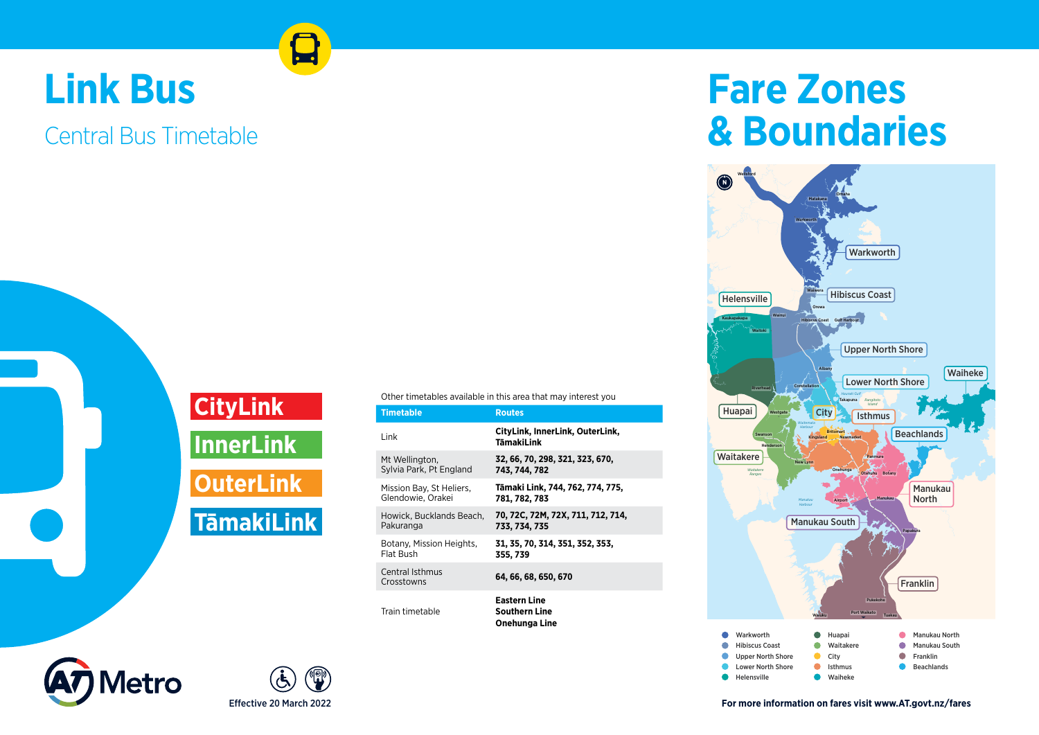# Link Bus

## Central Bus Timetable

CityLink

InnerLink

OuterLink

TāmakiLink

Other timetables available in this area that may interest you

| Timetable | Routes |
| --- | --- |
| Link | **CityLink, InnerLink, OuterLink, TāmakiLink** |
| Mt Wellington, Sylvia Park, Pt England | **32, 66, 70, 298, 321, 323, 670, 743, 744, 782** |
| Mission Bay, St Heliers, Glendowie, Orakei | **Tāmaki Link, 744, 762, 774, 775, 781, 782, 783** |
| Howick, Bucklands Beach, Pakuranga | **70, 72C, 72M, 72X, 711, 712, 714, 733, 734, 735** |
| Botany, Mission Heights, Flat Bush | **31, 35, 70, 314, 351, 352, 353, 355, 739** |
| Central Isthmus Crosstowns | **64, 66, 68, 650, 670** |
| Train timetable | **Eastern Line**<br>**Southern Line**<br>**Onehunga Line** |

Effective 20 March 2022

# Fare Zones & Boundaries

- Warkworth
- Hibiscus Coast
- Upper North Shore
- Lower North Shore
- Helensville
- Huapai
- Waitakere
- City
- Isthmus
- Waiheke
- Manukau North
- Manukau South
- Franklin
- Beachlands

**For more information on fares visit www.AT.govt.nz/fares**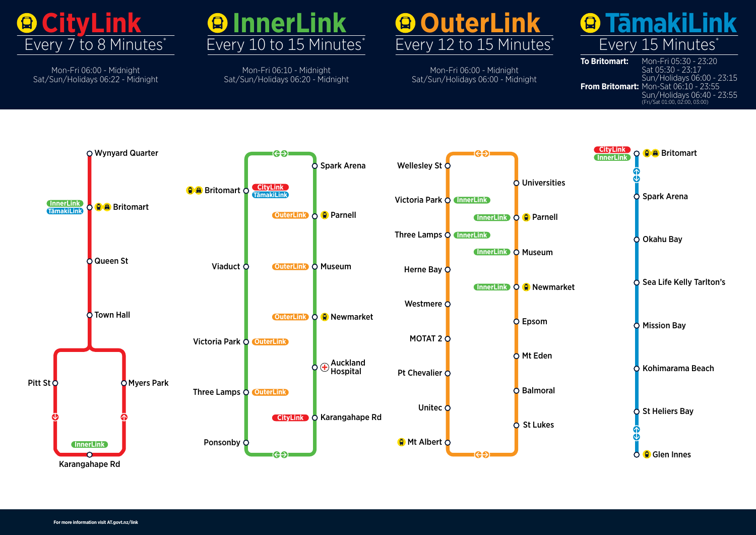# CityLink

## Every 7 to 8 Minutes*

Mon-Fri 06:00 - Midnight
Sat/Sun/Holidays 06:22 - Midnight

# InnerLink

## Every 10 to 15 Minutes*

Mon-Fri 06:10 - Midnight
Sat/Sun/Holidays 06:20 - Midnight

# OuterLink

## Every 12 to 15 Minutes*

Mon-Fri 06:00 - Midnight
Sat/Sun/Holidays 06:00 - Midnight

# TāmakiLink

## Every 15 Minutes*

**To Britomart:** Mon-Fri 05:30 - 23:20
Sat 05:30 - 23:17
Sun/Holidays 06:00 - 23:15

**From Britomart:** Mon-Sat 06:10 - 23:55
Sun/Holidays 06:40 - 23:55
(Fri/Sat 01:00, 02:00, 03:00)

### CityLink

- Wynyard Quarter
- Britomart (InnerLink, TāmakiLink)
- Queen St
- Town Hall
- Pitt St
- Myers Park
- Karangahape Rd (InnerLink)

### InnerLink

- Spark Arena
- Parnell (OuterLink)
- Museum (OuterLink)
- Newmarket (OuterLink)
- Auckland Hospital
- Karangahape Rd (CityLink)
- Ponsonby
- Three Lamps (OuterLink)
- Victoria Park (OuterLink)
- Viaduct
- Britomart (CityLink, TāmakiLink)

### OuterLink

- Wellesley St
- Universities
- Parnell (InnerLink)
- Museum (InnerLink)
- Newmarket (InnerLink)
- Epsom
- Mt Eden
- Balmoral
- St Lukes
- Mt Albert
- Unitec
- Pt Chevalier
- MOTAT 2
- Westmere
- Herne Bay
- Three Lamps (InnerLink)
- Victoria Park (InnerLink)

### TāmakiLink

- Britomart (CityLink, InnerLink)
- Spark Arena
- Okahu Bay
- Sea Life Kelly Tarlton's
- Mission Bay
- Kohimarama Beach
- St Heliers Bay
- Glen Innes

For more information visit AT.govt.nz/link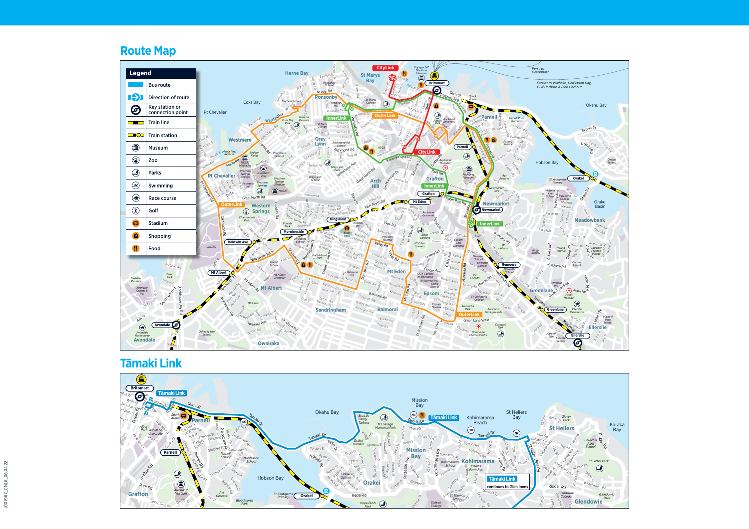## Route Map

**Legend**

| | |
|---|---|
| | Bus route |
| | Direction of route |
| | Key station or connection point |
| | Train line |
| | Train station |
| | Museum |
| | Zoo |
| | Parks |
| | Swimming |
| | Race course |
| | Golf |
| | Stadium |
| | Shopping |
| | Food |

CityLink
InnerLink
OuterLink
Britomart
Parnell
Grafton
Newmarket
Remuera
Greenlane
Ellerslie
Orakei
Kingsland
Morningside
Baldwin Ave
Mt Albert
Avondale
Mt Eden

## Tāmaki Link

Tāmaki Link
Britomart
Parnell
Orakei

Tāmaki Link
continues to Glen Innes

J007067_CNLK_06.04.22